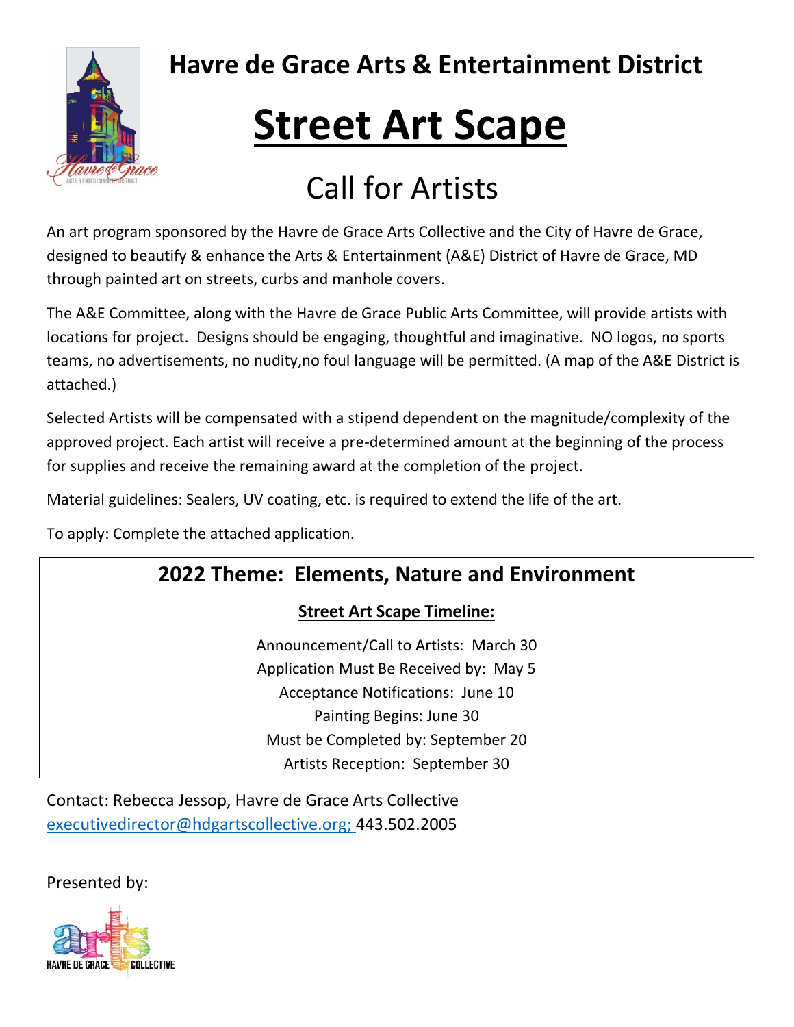# Havre de Grace Arts & Entertainment District

# Street Art Scape

## Call for Artists

An art program sponsored by the Havre de Grace Arts Collective and the City of Havre de Grace, designed to beautify & enhance the Arts & Entertainment (A&E) District of Havre de Grace, MD through painted art on streets, curbs and manhole covers.

The A&E Committee, along with the Havre de Grace Public Arts Committee, will provide artists with locations for project. Designs should be engaging, thoughtful and imaginative. NO logos, no sports teams, no advertisements, no nudity,no foul language will be permitted. (A map of the A&E District is attached.)

Selected Artists will be compensated with a stipend dependent on the magnitude/complexity of the approved project. Each artist will receive a pre-determined amount at the beginning of the process for supplies and receive the remaining award at the completion of the project.

Material guidelines: Sealers, UV coating, etc. is required to extend the life of the art.

To apply: Complete the attached application.

## 2022 Theme: Elements, Nature and Environment

**Street Art Scape Timeline:**

Announcement/Call to Artists: March 30
Application Must Be Received by: May 5
Acceptance Notifications: June 10
Painting Begins: June 30
Must be Completed by: September 20
Artists Reception: September 30

Contact: Rebecca Jessop, Havre de Grace Arts Collective
executivedirector@hdgartscollective.org; 443.502.2005

Presented by:

HAVRE DE GRACE arts COLLECTIVE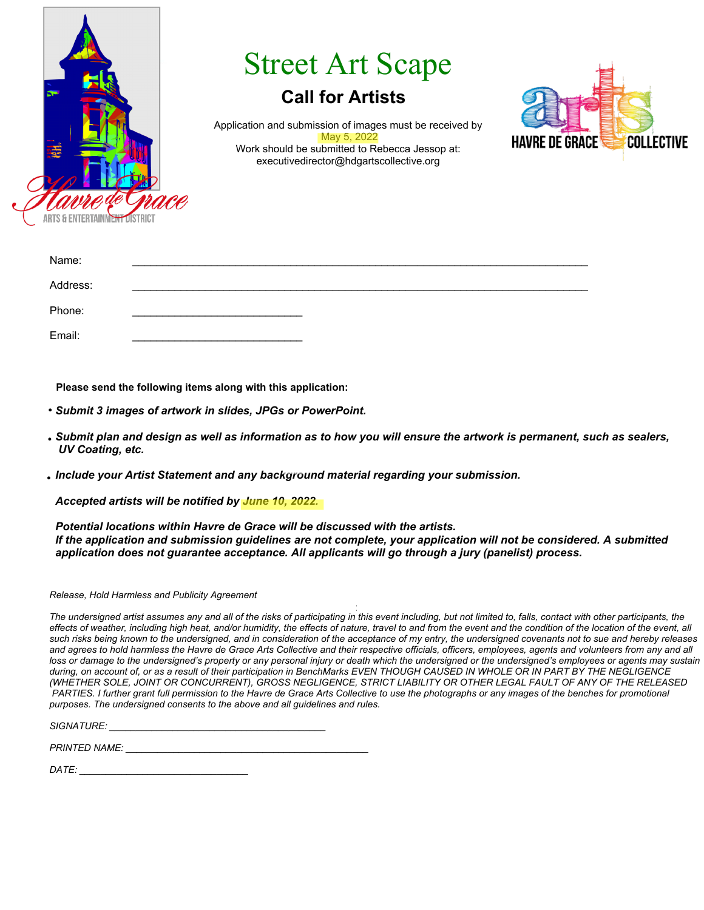# Street Art Scape

## Call for Artists

Application and submission of images must be received by May 5, 2022
Work should be submitted to Rebecca Jessop at:
executivedirector@hdgartscollective.org

Havre de Grace Arts & Entertainment District

HAVRE DE GRACE arts COLLECTIVE

Name: ___________________________________________________________________________

Address: ___________________________________________________________________________

Phone: ____________________________

Email: ____________________________

**Please send the following items along with this application:**

- ***Submit 3 images of artwork in slides, JPGs or PowerPoint.***
- ***Submit plan and design as well as information as to how you will ensure the artwork is permanent, such as sealers, UV Coating, etc.***
- ***Include your Artist Statement and any background material regarding your submission.***

***Accepted artists will be notified by June 10, 2022.***

***Potential locations within Havre de Grace will be discussed with the artists.***
***If the application and submission guidelines are not complete, your application will not be considered. A submitted application does not guarantee acceptance. All applicants will go through a jury (panelist) process.***

*Release, Hold Harmless and Publicity Agreement*

*The undersigned artist assumes any and all of the risks of participating in this event including, but not limited to, falls, contact with other participants, the effects of weather, including high heat, and/or humidity, the effects of nature, travel to and from the event and the condition of the location of the event, all such risks being known to the undersigned, and in consideration of the acceptance of my entry, the undersigned covenants not to sue and hereby releases and agrees to hold harmless the Havre de Grace Arts Collective and their respective officials, officers, employees, agents and volunteers from any and all loss or damage to the undersigned's property or any personal injury or death which the undersigned or the undersigned's employees or agents may sustain during, on account of, or as a result of their participation in BenchMarks EVEN THOUGH CAUSED IN WHOLE OR IN PART BY THE NEGLIGENCE (WHETHER SOLE, JOINT OR CONCURRENT), GROSS NEGLIGENCE, STRICT LIABILITY OR OTHER LEGAL FAULT OF ANY OF THE RELEASED PARTIES. I further grant full permission to the Havre de Grace Arts Collective to use the photographs or any images of the benches for promotional purposes. The undersigned consents to the above and all guidelines and rules.*

*SIGNATURE:* ________________________________________

*PRINTED NAME:* ____________________________________________

*DATE:* ______________________________